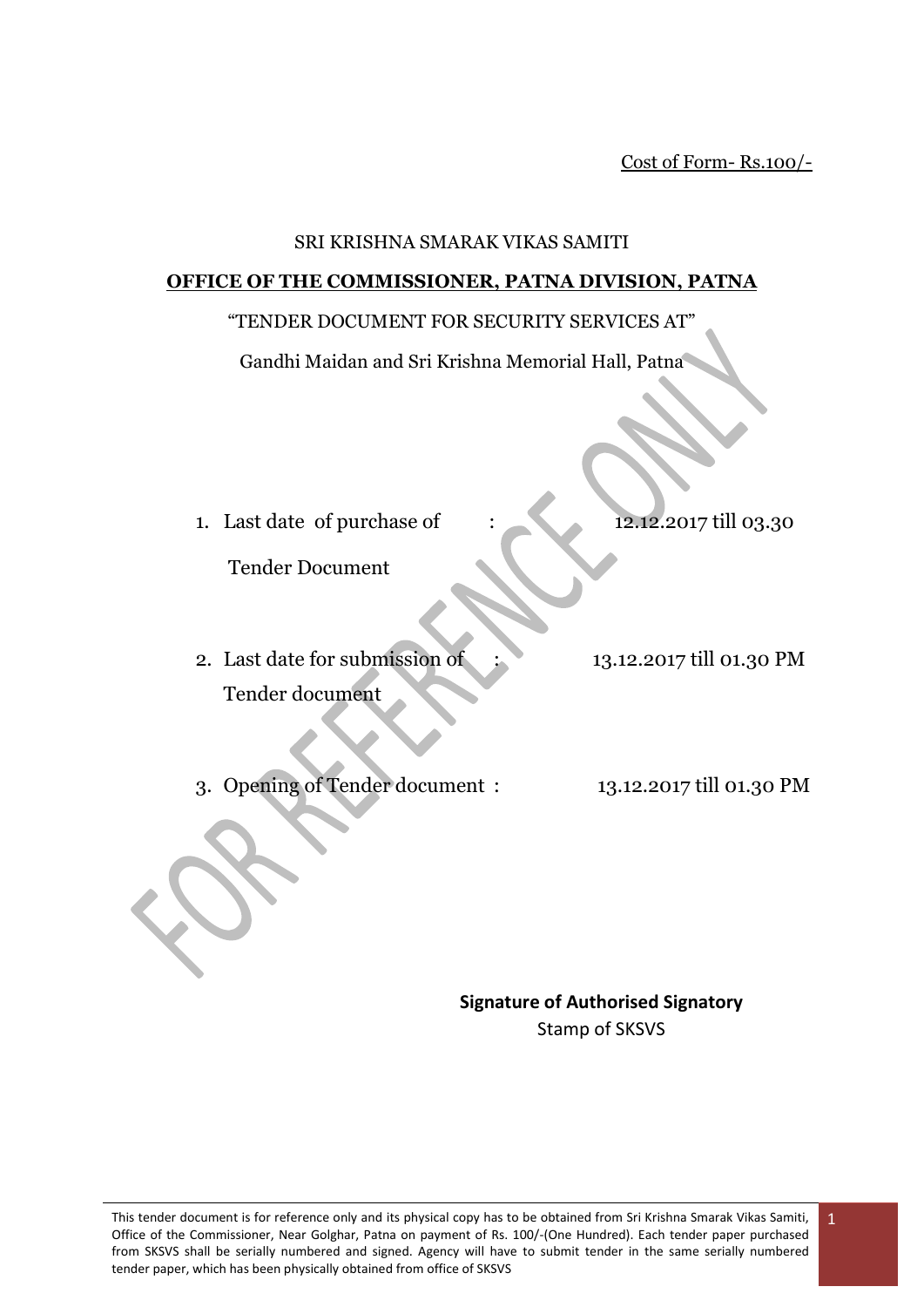Cost of Form- Rs.100/-

SRI KRISHNA SMARAK VIKAS SAMITI

**OFFICE OF THE COMMISSIONER, PATNA DIVISION, PATNA**

"TENDER DOCUMENT FOR SECURITY SERVICES AT"

Gandhi Maidan and Sri Krishna Memorial Hall, Patna

1. Last date of purchase of Tender Document : 12.12.2017 till 03.30

2. Last date for submission of Tender document : 13.12.2017 till 01.30 PM

3. Opening of Tender document : 13.12.2017 till 01.30 PM

**Signature of Authorised Signatory**

Stamp of SKSVS

This tender document is for reference only and its physical copy has to be obtained from Sri Krishna Smarak Vikas Samiti, Office of the Commissioner, Near Golghar, Patna on payment of Rs. 100/-(One Hundred). Each tender paper purchased from SKSVS shall be serially numbered and signed. Agency will have to submit tender in the same serially numbered tender paper, which has been physically obtained from office of SKSVS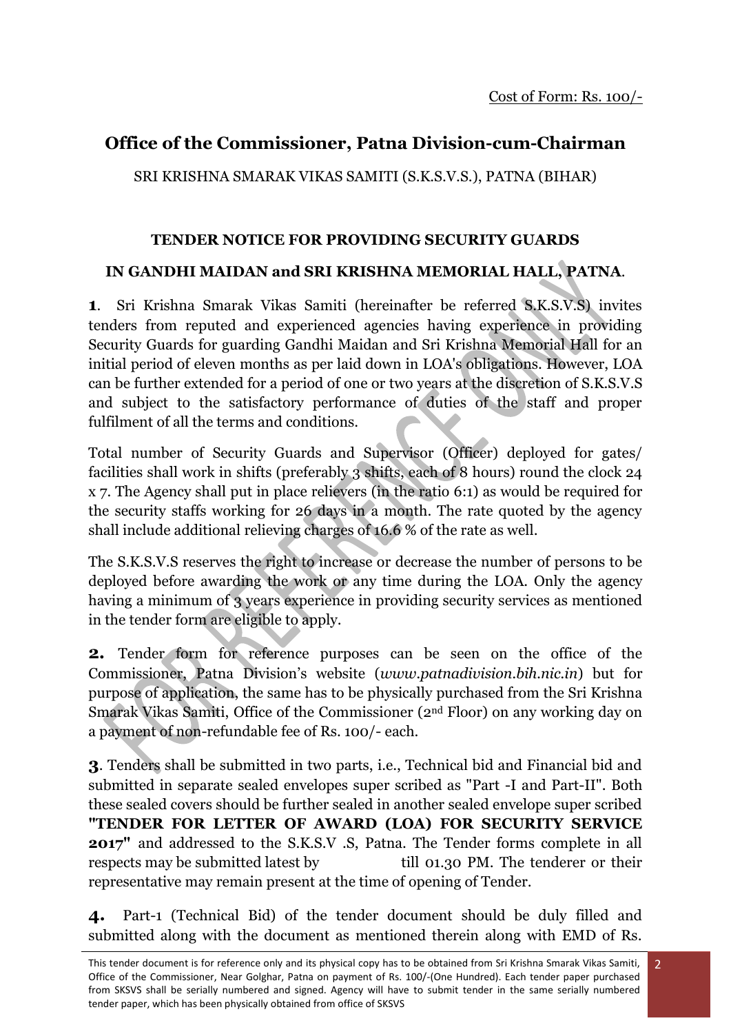Cost of Form: Rs. 100/-

## Office of the Commissioner, Patna Division-cum-Chairman

SRI KRISHNA SMARAK VIKAS SAMITI (S.K.S.V.S.), PATNA (BIHAR)

### TENDER NOTICE FOR PROVIDING SECURITY GUARDS

### IN GANDHI MAIDAN and SRI KRISHNA MEMORIAL HALL, PATNA.

**1**. Sri Krishna Smarak Vikas Samiti (hereinafter be referred S.K.S.V.S) invites tenders from reputed and experienced agencies having experience in providing Security Guards for guarding Gandhi Maidan and Sri Krishna Memorial Hall for an initial period of eleven months as per laid down in LOA's obligations. However, LOA can be further extended for a period of one or two years at the discretion of S.K.S.V.S and subject to the satisfactory performance of duties of the staff and proper fulfilment of all the terms and conditions.

Total number of Security Guards and Supervisor (Officer) deployed for gates/ facilities shall work in shifts (preferably 3 shifts, each of 8 hours) round the clock 24 x 7. The Agency shall put in place relievers (in the ratio 6:1) as would be required for the security staffs working for 26 days in a month. The rate quoted by the agency shall include additional relieving charges of 16.6 % of the rate as well.

The S.K.S.V.S reserves the right to increase or decrease the number of persons to be deployed before awarding the work or any time during the LOA. Only the agency having a minimum of 3 years experience in providing security services as mentioned in the tender form are eligible to apply.

**2.** Tender form for reference purposes can be seen on the office of the Commissioner, Patna Division's website (*www.patnadivision.bih.nic.in*) but for purpose of application, the same has to be physically purchased from the Sri Krishna Smarak Vikas Samiti, Office of the Commissioner (2nd Floor) on any working day on a payment of non-refundable fee of Rs. 100/- each.

**3**. Tenders shall be submitted in two parts, i.e., Technical bid and Financial bid and submitted in separate sealed envelopes super scribed as "Part -I and Part-II". Both these sealed covers should be further sealed in another sealed envelope super scribed **"TENDER FOR LETTER OF AWARD (LOA) FOR SECURITY SERVICE 2017"** and addressed to the S.K.S.V .S, Patna. The Tender forms complete in all respects may be submitted latest by till 01.30 PM. The tenderer or their representative may remain present at the time of opening of Tender.

**4.** Part-1 (Technical Bid) of the tender document should be duly filled and submitted along with the document as mentioned therein along with EMD of Rs.

This tender document is for reference only and its physical copy has to be obtained from Sri Krishna Smarak Vikas Samiti, Office of the Commissioner, Near Golghar, Patna on payment of Rs. 100/-(One Hundred). Each tender paper purchased from SKSVS shall be serially numbered and signed. Agency will have to submit tender in the same serially numbered tender paper, which has been physically obtained from office of SKSVS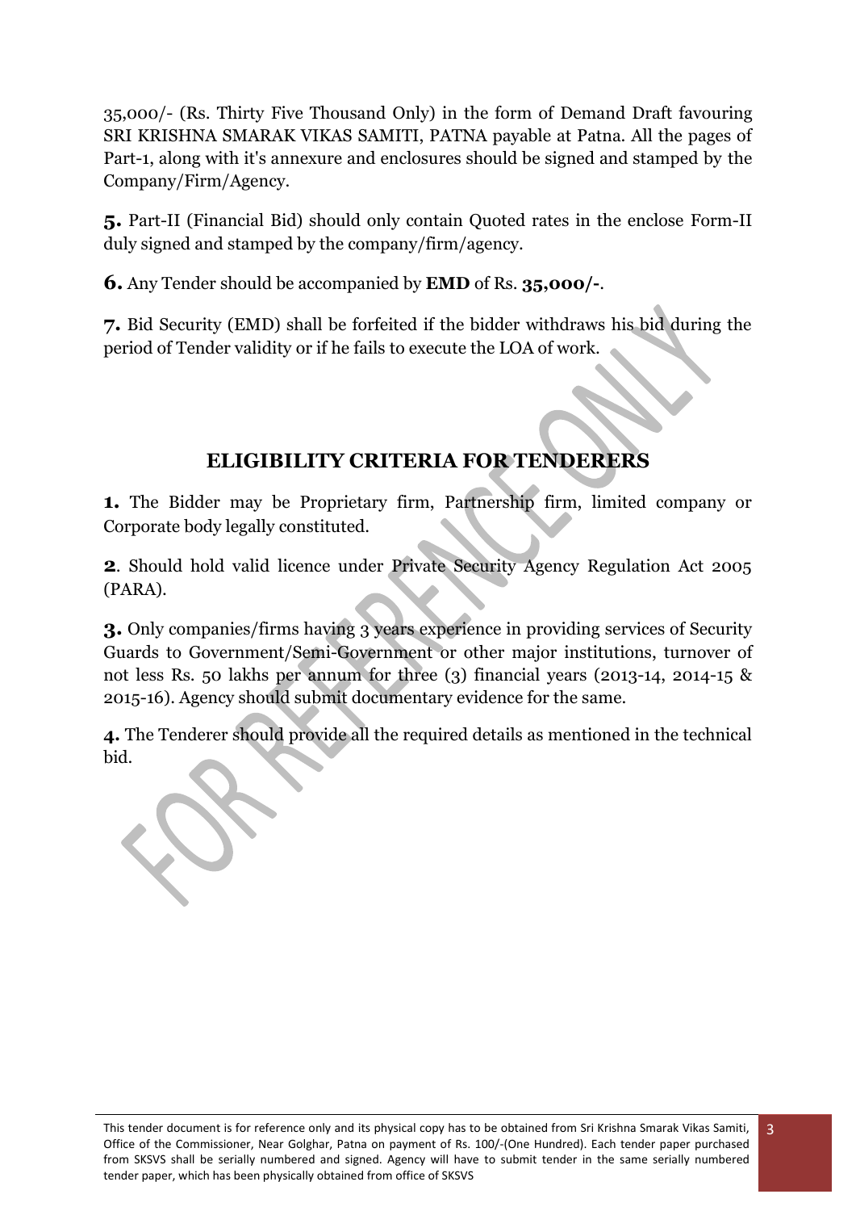35,000/- (Rs. Thirty Five Thousand Only) in the form of Demand Draft favouring SRI KRISHNA SMARAK VIKAS SAMITI, PATNA payable at Patna. All the pages of Part-1, along with it's annexure and enclosures should be signed and stamped by the Company/Firm/Agency.

**5.** Part-II (Financial Bid) should only contain Quoted rates in the enclose Form-II duly signed and stamped by the company/firm/agency.

**6.** Any Tender should be accompanied by **EMD** of Rs. **35,000/-**.

**7.** Bid Security (EMD) shall be forfeited if the bidder withdraws his bid during the period of Tender validity or if he fails to execute the LOA of work.

## ELIGIBILITY CRITERIA FOR TENDERERS

**1.** The Bidder may be Proprietary firm, Partnership firm, limited company or Corporate body legally constituted.

**2**. Should hold valid licence under Private Security Agency Regulation Act 2005 (PARA).

**3.** Only companies/firms having 3 years experience in providing services of Security Guards to Government/Semi-Government or other major institutions, turnover of not less Rs. 50 lakhs per annum for three (3) financial years (2013-14, 2014-15 & 2015-16). Agency should submit documentary evidence for the same.

**4.** The Tenderer should provide all the required details as mentioned in the technical bid.

This tender document is for reference only and its physical copy has to be obtained from Sri Krishna Smarak Vikas Samiti, Office of the Commissioner, Near Golghar, Patna on payment of Rs. 100/-(One Hundred). Each tender paper purchased from SKSVS shall be serially numbered and signed. Agency will have to submit tender in the same serially numbered tender paper, which has been physically obtained from office of SKSVS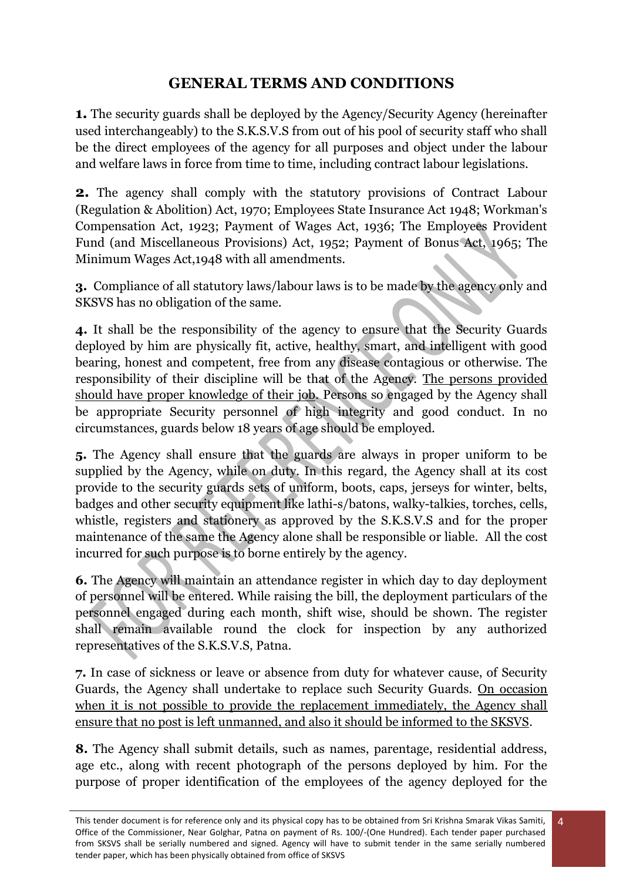## GENERAL TERMS AND CONDITIONS

**1.** The security guards shall be deployed by the Agency/Security Agency (hereinafter used interchangeably) to the S.K.S.V.S from out of his pool of security staff who shall be the direct employees of the agency for all purposes and object under the labour and welfare laws in force from time to time, including contract labour legislations.

**2.** The agency shall comply with the statutory provisions of Contract Labour (Regulation & Abolition) Act, 1970; Employees State Insurance Act 1948; Workman's Compensation Act, 1923; Payment of Wages Act, 1936; The Employees Provident Fund (and Miscellaneous Provisions) Act, 1952; Payment of Bonus Act, 1965; The Minimum Wages Act,1948 with all amendments.

**3.** Compliance of all statutory laws/labour laws is to be made by the agency only and SKSVS has no obligation of the same.

**4.** It shall be the responsibility of the agency to ensure that the Security Guards deployed by him are physically fit, active, healthy, smart, and intelligent with good bearing, honest and competent, free from any disease contagious or otherwise. The responsibility of their discipline will be that of the Agency. <u>The persons provided should have proper knowledge of their job.</u> Persons so engaged by the Agency shall be appropriate Security personnel of high integrity and good conduct. In no circumstances, guards below 18 years of age should be employed.

**5.** The Agency shall ensure that the guards are always in proper uniform to be supplied by the Agency, while on duty. In this regard, the Agency shall at its cost provide to the security guards sets of uniform, boots, caps, jerseys for winter, belts, badges and other security equipment like lathi-s/batons, walky-talkies, torches, cells, whistle, registers and stationery as approved by the S.K.S.V.S and for the proper maintenance of the same the Agency alone shall be responsible or liable. All the cost incurred for such purpose is to borne entirely by the agency.

**6.** The Agency will maintain an attendance register in which day to day deployment of personnel will be entered. While raising the bill, the deployment particulars of the personnel engaged during each month, shift wise, should be shown. The register shall remain available round the clock for inspection by any authorized representatives of the S.K.S.V.S, Patna.

**7.** In case of sickness or leave or absence from duty for whatever cause, of Security Guards, the Agency shall undertake to replace such Security Guards. <u>On occasion when it is not possible to provide the replacement immediately, the Agency shall ensure that no post is left unmanned, and also it should be informed to the SKSVS</u>.

**8.** The Agency shall submit details, such as names, parentage, residential address, age etc., along with recent photograph of the persons deployed by him. For the purpose of proper identification of the employees of the agency deployed for the

This tender document is for reference only and its physical copy has to be obtained from Sri Krishna Smarak Vikas Samiti, Office of the Commissioner, Near Golghar, Patna on payment of Rs. 100/-(One Hundred). Each tender paper purchased from SKSVS shall be serially numbered and signed. Agency will have to submit tender in the same serially numbered tender paper, which has been physically obtained from office of SKSVS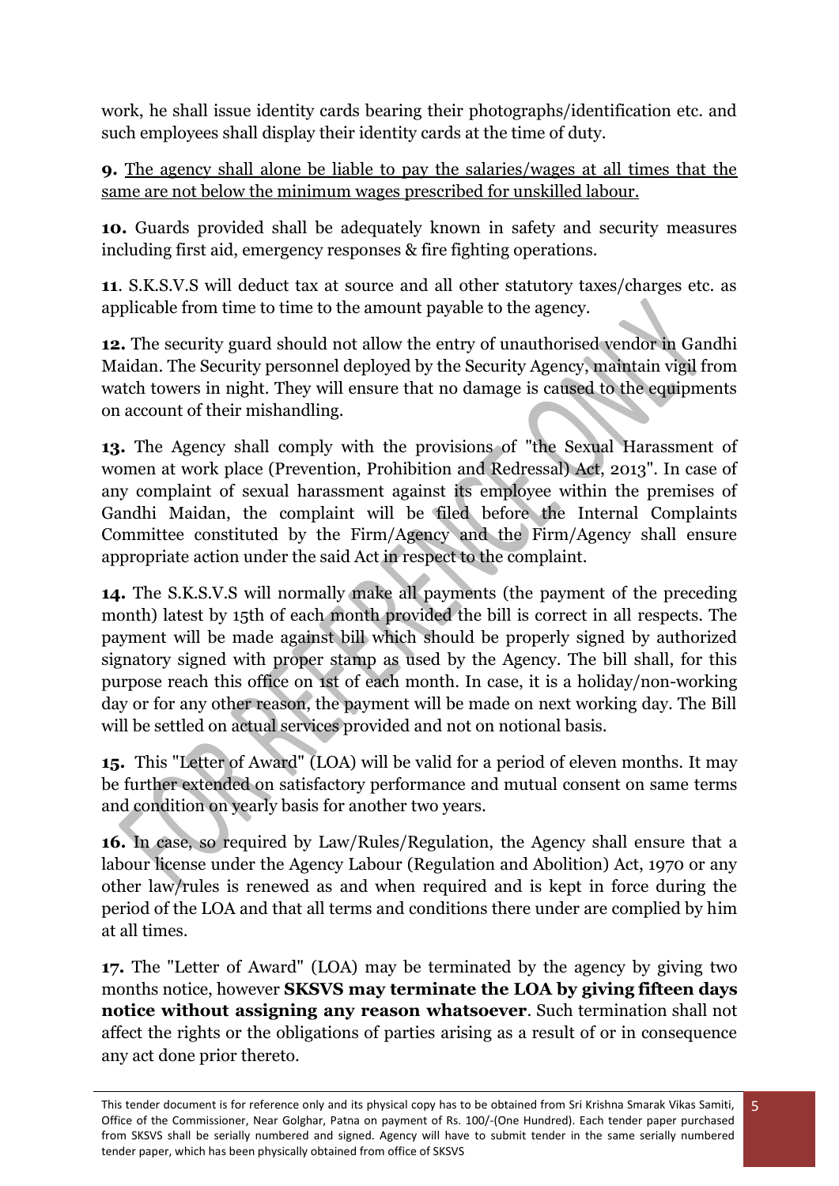work, he shall issue identity cards bearing their photographs/identification etc. and such employees shall display their identity cards at the time of duty.

**9.** <u>The agency shall alone be liable to pay the salaries/wages at all times that the same are not below the minimum wages prescribed for unskilled labour.</u>

**10.** Guards provided shall be adequately known in safety and security measures including first aid, emergency responses & fire fighting operations.

**11**. S.K.S.V.S will deduct tax at source and all other statutory taxes/charges etc. as applicable from time to time to the amount payable to the agency.

**12.** The security guard should not allow the entry of unauthorised vendor in Gandhi Maidan. The Security personnel deployed by the Security Agency, maintain vigil from watch towers in night. They will ensure that no damage is caused to the equipments on account of their mishandling.

**13.** The Agency shall comply with the provisions of "the Sexual Harassment of women at work place (Prevention, Prohibition and Redressal) Act, 2013". In case of any complaint of sexual harassment against its employee within the premises of Gandhi Maidan, the complaint will be filed before the Internal Complaints Committee constituted by the Firm/Agency and the Firm/Agency shall ensure appropriate action under the said Act in respect to the complaint.

**14.** The S.K.S.V.S will normally make all payments (the payment of the preceding month) latest by 15th of each month provided the bill is correct in all respects. The payment will be made against bill which should be properly signed by authorized signatory signed with proper stamp as used by the Agency. The bill shall, for this purpose reach this office on 1st of each month. In case, it is a holiday/non-working day or for any other reason, the payment will be made on next working day. The Bill will be settled on actual services provided and not on notional basis.

**15.** This "Letter of Award" (LOA) will be valid for a period of eleven months. It may be further extended on satisfactory performance and mutual consent on same terms and condition on yearly basis for another two years.

**16.** In case, so required by Law/Rules/Regulation, the Agency shall ensure that a labour license under the Agency Labour (Regulation and Abolition) Act, 1970 or any other law/rules is renewed as and when required and is kept in force during the period of the LOA and that all terms and conditions there under are complied by him at all times.

**17.** The "Letter of Award" (LOA) may be terminated by the agency by giving two months notice, however **SKSVS may terminate the LOA by giving fifteen days notice without assigning any reason whatsoever**. Such termination shall not affect the rights or the obligations of parties arising as a result of or in consequence any act done prior thereto.

This tender document is for reference only and its physical copy has to be obtained from Sri Krishna Smarak Vikas Samiti, Office of the Commissioner, Near Golghar, Patna on payment of Rs. 100/-(One Hundred). Each tender paper purchased from SKSVS shall be serially numbered and signed. Agency will have to submit tender in the same serially numbered tender paper, which has been physically obtained from office of SKSVS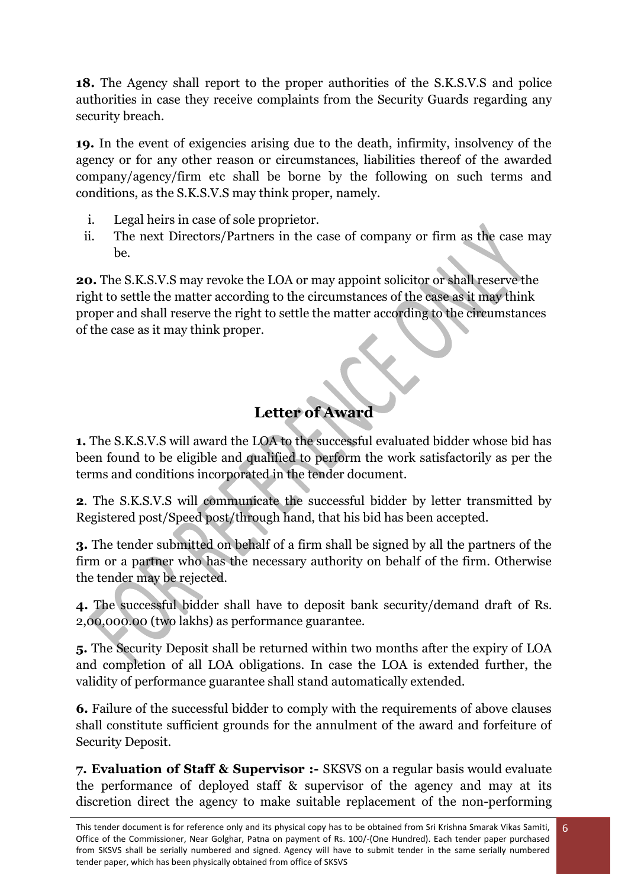**18.** The Agency shall report to the proper authorities of the S.K.S.V.S and police authorities in case they receive complaints from the Security Guards regarding any security breach.

**19.** In the event of exigencies arising due to the death, infirmity, insolvency of the agency or for any other reason or circumstances, liabilities thereof of the awarded company/agency/firm etc shall be borne by the following on such terms and conditions, as the S.K.S.V.S may think proper, namely.

i. Legal heirs in case of sole proprietor.
ii. The next Directors/Partners in the case of company or firm as the case may be.

**20.** The S.K.S.V.S may revoke the LOA or may appoint solicitor or shall reserve the right to settle the matter according to the circumstances of the case as it may think proper and shall reserve the right to settle the matter according to the circumstances of the case as it may think proper.

## Letter of Award

**1.** The S.K.S.V.S will award the LOA to the successful evaluated bidder whose bid has been found to be eligible and qualified to perform the work satisfactorily as per the terms and conditions incorporated in the tender document.

**2**. The S.K.S.V.S will communicate the successful bidder by letter transmitted by Registered post/Speed post/through hand, that his bid has been accepted.

**3.** The tender submitted on behalf of a firm shall be signed by all the partners of the firm or a partner who has the necessary authority on behalf of the firm. Otherwise the tender may be rejected.

**4.** The successful bidder shall have to deposit bank security/demand draft of Rs. 2,00,000.00 (two lakhs) as performance guarantee.

**5.** The Security Deposit shall be returned within two months after the expiry of LOA and completion of all LOA obligations. In case the LOA is extended further, the validity of performance guarantee shall stand automatically extended.

**6.** Failure of the successful bidder to comply with the requirements of above clauses shall constitute sufficient grounds for the annulment of the award and forfeiture of Security Deposit.

**7. Evaluation of Staff & Supervisor :-** SKSVS on a regular basis would evaluate the performance of deployed staff & supervisor of the agency and may at its discretion direct the agency to make suitable replacement of the non-performing

This tender document is for reference only and its physical copy has to be obtained from Sri Krishna Smarak Vikas Samiti, Office of the Commissioner, Near Golghar, Patna on payment of Rs. 100/-(One Hundred). Each tender paper purchased from SKSVS shall be serially numbered and signed. Agency will have to submit tender in the same serially numbered tender paper, which has been physically obtained from office of SKSVS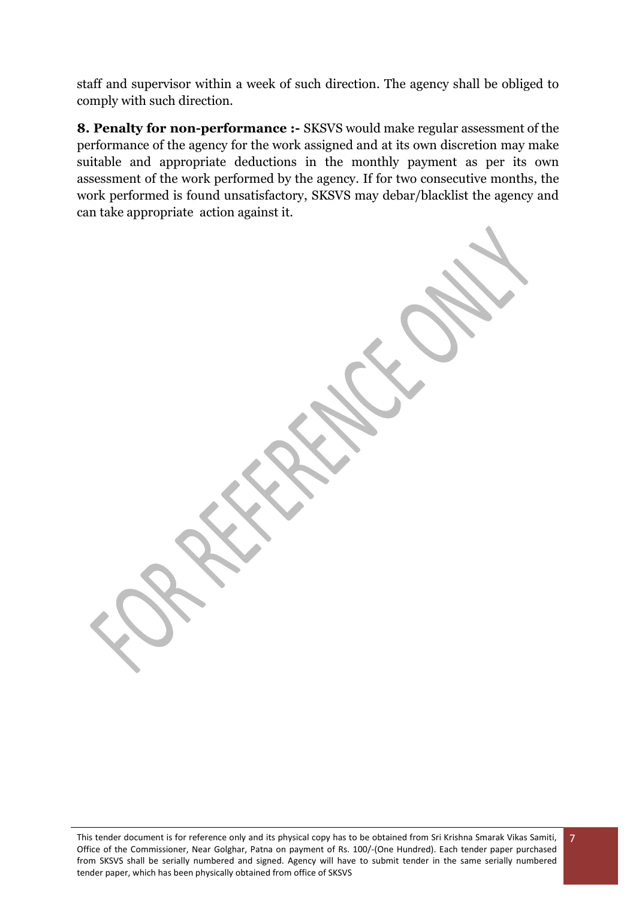staff and supervisor within a week of such direction. The agency shall be obliged to comply with such direction.

**8. Penalty for non-performance :-** SKSVS would make regular assessment of the performance of the agency for the work assigned and at its own discretion may make suitable and appropriate deductions in the monthly payment as per its own assessment of the work performed by the agency. If for two consecutive months, the work performed is found unsatisfactory, SKSVS may debar/blacklist the agency and can take appropriate action against it.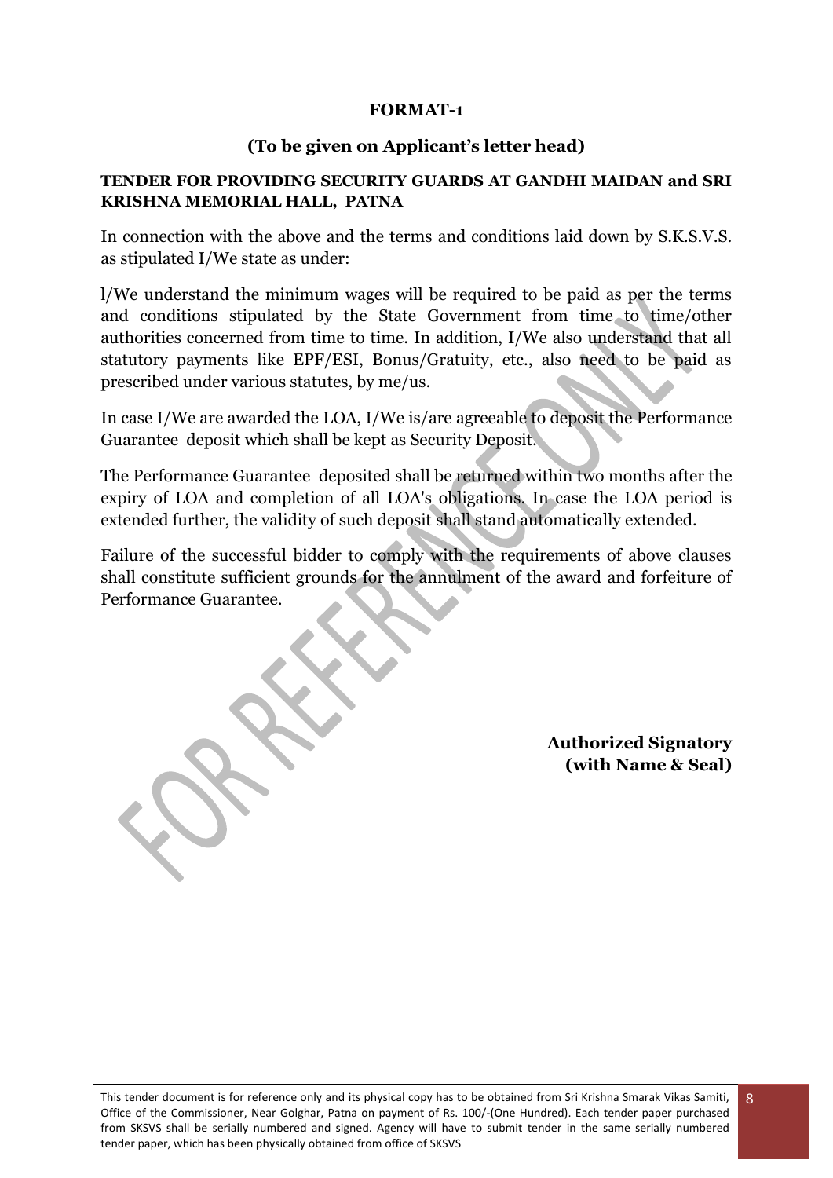**FORMAT-1**

**(To be given on Applicant's letter head)**

**TENDER FOR PROVIDING SECURITY GUARDS AT GANDHI MAIDAN and SRI KRISHNA MEMORIAL HALL, PATNA**

In connection with the above and the terms and conditions laid down by S.K.S.V.S. as stipulated I/We state as under:

l/We understand the minimum wages will be required to be paid as per the terms and conditions stipulated by the State Government from time to time/other authorities concerned from time to time. In addition, I/We also understand that all statutory payments like EPF/ESI, Bonus/Gratuity, etc., also need to be paid as prescribed under various statutes, by me/us.

In case I/We are awarded the LOA, I/We is/are agreeable to deposit the Performance Guarantee deposit which shall be kept as Security Deposit.

The Performance Guarantee deposited shall be returned within two months after the expiry of LOA and completion of all LOA's obligations. In case the LOA period is extended further, the validity of such deposit shall stand automatically extended.

Failure of the successful bidder to comply with the requirements of above clauses shall constitute sufficient grounds for the annulment of the award and forfeiture of Performance Guarantee.

**Authorized Signatory**
**(with Name & Seal)**

This tender document is for reference only and its physical copy has to be obtained from Sri Krishna Smarak Vikas Samiti, Office of the Commissioner, Near Golghar, Patna on payment of Rs. 100/-(One Hundred). Each tender paper purchased from SKSVS shall be serially numbered and signed. Agency will have to submit tender in the same serially numbered tender paper, which has been physically obtained from office of SKSVS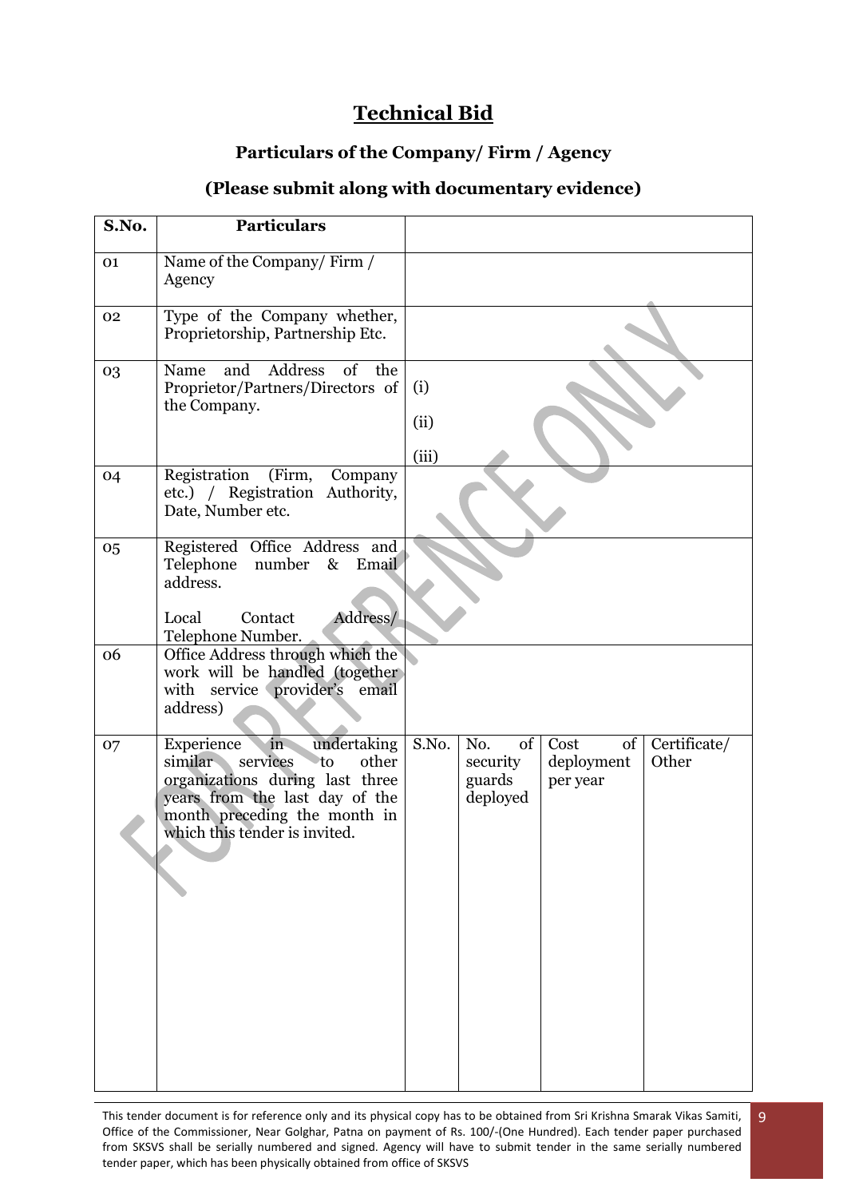# Technical Bid

## Particulars of the Company/ Firm / Agency

## (Please submit along with documentary evidence)

| S.No. | Particulars | | | | |
|---|---|---|---|---|---|
| 01 | Name of the Company/ Firm / Agency | | | | |
| 02 | Type of the Company whether, Proprietorship, Partnership Etc. | | | | |
| 03 | Name and Address of the Proprietor/Partners/Directors of the Company. | (i)<br>(ii)<br>(iii) | | | |
| 04 | Registration (Firm, Company etc.) / Registration Authority, Date, Number etc. | | | | |
| 05 | Registered Office Address and Telephone number & Email address.<br><br>Local Contact Address/ Telephone Number. | | | | |
| 06 | Office Address through which the work will be handled (together with service provider's email address) | | | | |
| 07 | Experience in undertaking similar services to other organizations during last three years from the last day of the month preceding the month in which this tender is invited. | S.No. | No. of security guards deployed | Cost of deployment per year | Certificate/ Other |

This tender document is for reference only and its physical copy has to be obtained from Sri Krishna Smarak Vikas Samiti, Office of the Commissioner, Near Golghar, Patna on payment of Rs. 100/-(One Hundred). Each tender paper purchased from SKSVS shall be serially numbered and signed. Agency will have to submit tender in the same serially numbered tender paper, which has been physically obtained from office of SKSVS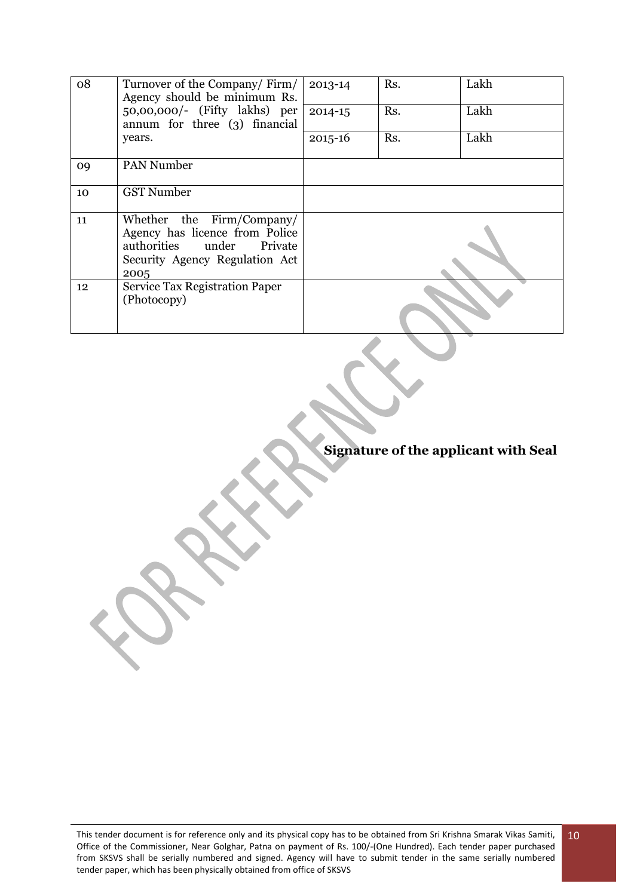| 08 | Turnover of the Company/ Firm/ Agency should be minimum Rs. 50,00,000/- (Fifty lakhs) per annum for three (3) financial years. | 2013-14 | Rs. | Lakh |
|---|---|---|---|---|
| | | 2014-15 | Rs. | Lakh |
| | | 2015-16 | Rs. | Lakh |
| 09 | PAN Number | | | |
| 10 | GST Number | | | |
| 11 | Whether the Firm/Company/ Agency has licence from Police authorities under Private Security Agency Regulation Act 2005 | | | |
| 12 | Service Tax Registration Paper (Photocopy) | | | |

**Signature of the applicant with Seal**

This tender document is for reference only and its physical copy has to be obtained from Sri Krishna Smarak Vikas Samiti, Office of the Commissioner, Near Golghar, Patna on payment of Rs. 100/-(One Hundred). Each tender paper purchased from SKSVS shall be serially numbered and signed. Agency will have to submit tender in the same serially numbered tender paper, which has been physically obtained from office of SKSVS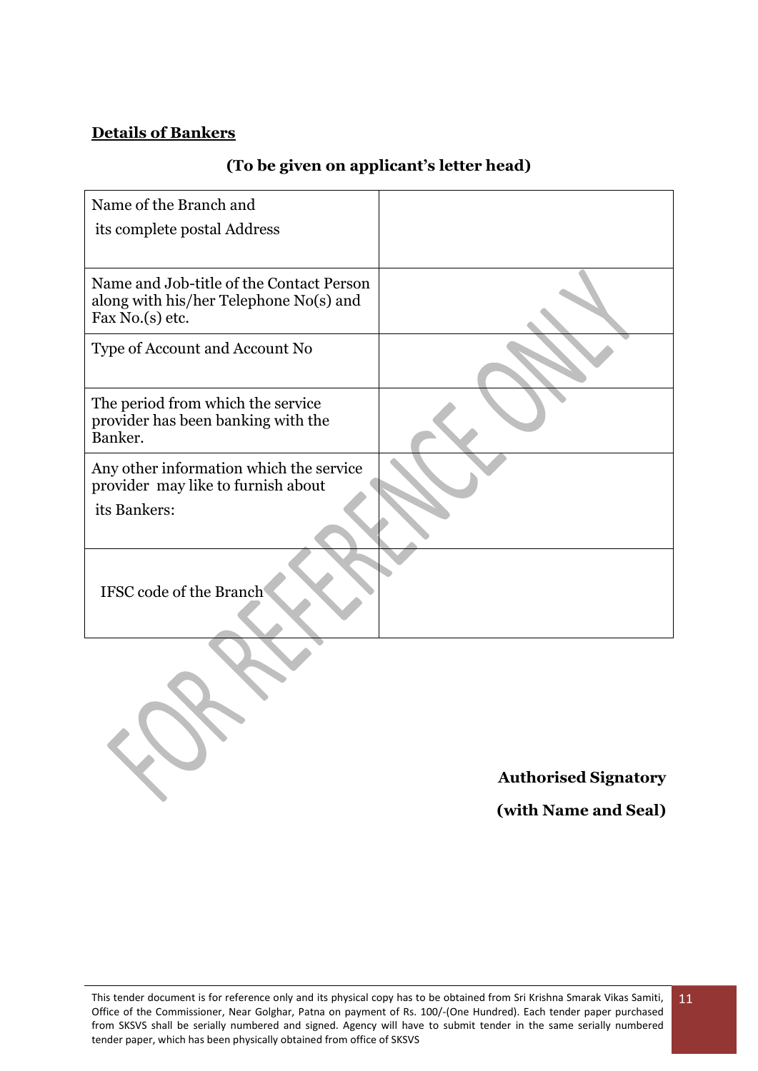**Details of Bankers**

**(To be given on applicant's letter head)**

| | |
|---|---|
| Name of the Branch and its complete postal Address | |
| Name and Job-title of the Contact Person along with his/her Telephone No(s) and Fax No.(s) etc. | |
| Type of Account and Account No | |
| The period from which the service provider has been banking with the Banker. | |
| Any other information which the service provider may like to furnish about its Bankers: | |
| IFSC code of the Branch | |

**Authorised Signatory**

**(with Name and Seal)**

This tender document is for reference only and its physical copy has to be obtained from Sri Krishna Smarak Vikas Samiti, Office of the Commissioner, Near Golghar, Patna on payment of Rs. 100/-(One Hundred). Each tender paper purchased from SKSVS shall be serially numbered and signed. Agency will have to submit tender in the same serially numbered tender paper, which has been physically obtained from office of SKSVS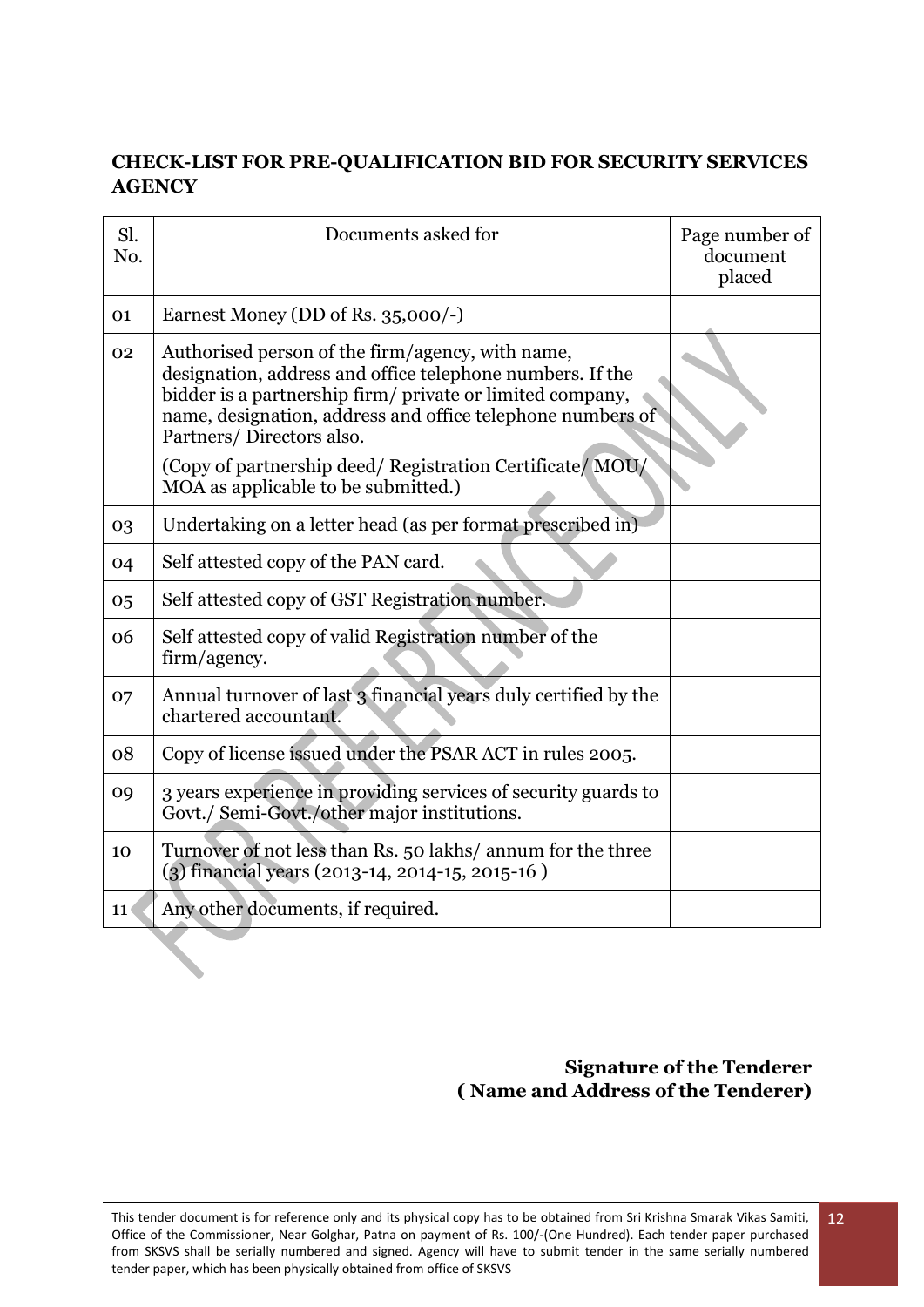**CHECK-LIST FOR PRE-QUALIFICATION BID FOR SECURITY SERVICES AGENCY**

| Sl. No. | Documents asked for | Page number of document placed |
|---|---|---|
| 01 | Earnest Money (DD of Rs. 35,000/-) | |
| 02 | Authorised person of the firm/agency, with name, designation, address and office telephone numbers. If the bidder is a partnership firm/ private or limited company, name, designation, address and office telephone numbers of Partners/ Directors also.<br>(Copy of partnership deed/ Registration Certificate/ MOU/ MOA as applicable to be submitted.) | |
| 03 | Undertaking on a letter head (as per format prescribed in) | |
| 04 | Self attested copy of the PAN card. | |
| 05 | Self attested copy of GST Registration number. | |
| 06 | Self attested copy of valid Registration number of the firm/agency. | |
| 07 | Annual turnover of last 3 financial years duly certified by the chartered accountant. | |
| 08 | Copy of license issued under the PSAR ACT in rules 2005. | |
| 09 | 3 years experience in providing services of security guards to Govt./ Semi-Govt./other major institutions. | |
| 10 | Turnover of not less than Rs. 50 lakhs/ annum for the three (3) financial years (2013-14, 2014-15, 2015-16 ) | |
| 11 | Any other documents, if required. | |

**Signature of the Tenderer**
**( Name and Address of the Tenderer)**

This tender document is for reference only and its physical copy has to be obtained from Sri Krishna Smarak Vikas Samiti, Office of the Commissioner, Near Golghar, Patna on payment of Rs. 100/-(One Hundred). Each tender paper purchased from SKSVS shall be serially numbered and signed. Agency will have to submit tender in the same serially numbered tender paper, which has been physically obtained from office of SKSVS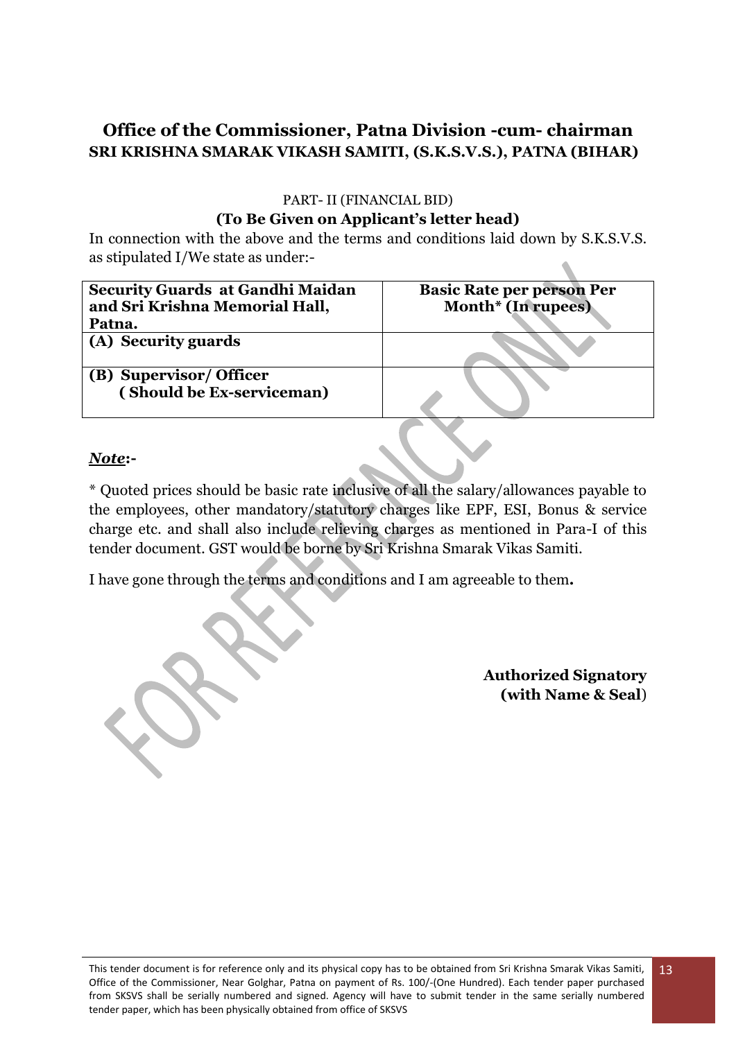## Office of the Commissioner, Patna Division -cum- chairman
### SRI KRISHNA SMARAK VIKASH SAMITI, (S.K.S.V.S.), PATNA (BIHAR)

PART- II (FINANCIAL BID)

**(To Be Given on Applicant's letter head)**

In connection with the above and the terms and conditions laid down by S.K.S.V.S. as stipulated I/We state as under:-

| **Security Guards at Gandhi Maidan and Sri Krishna Memorial Hall, Patna.** | **Basic Rate per person Per Month* (In rupees)** |
|---|---|
| **(A) Security guards** | |
| **(B) Supervisor/ Officer ( Should be Ex-serviceman)** | |

***Note*:-**

* Quoted prices should be basic rate inclusive of all the salary/allowances payable to the employees, other mandatory/statutory charges like EPF, ESI, Bonus & service charge etc. and shall also include relieving charges as mentioned in Para-I of this tender document. GST would be borne by Sri Krishna Smarak Vikas Samiti.

I have gone through the terms and conditions and I am agreeable to them**.**

**Authorized Signatory**
**(with Name & Seal)**

This tender document is for reference only and its physical copy has to be obtained from Sri Krishna Smarak Vikas Samiti, Office of the Commissioner, Near Golghar, Patna on payment of Rs. 100/-(One Hundred). Each tender paper purchased from SKSVS shall be serially numbered and signed. Agency will have to submit tender in the same serially numbered tender paper, which has been physically obtained from office of SKSVS